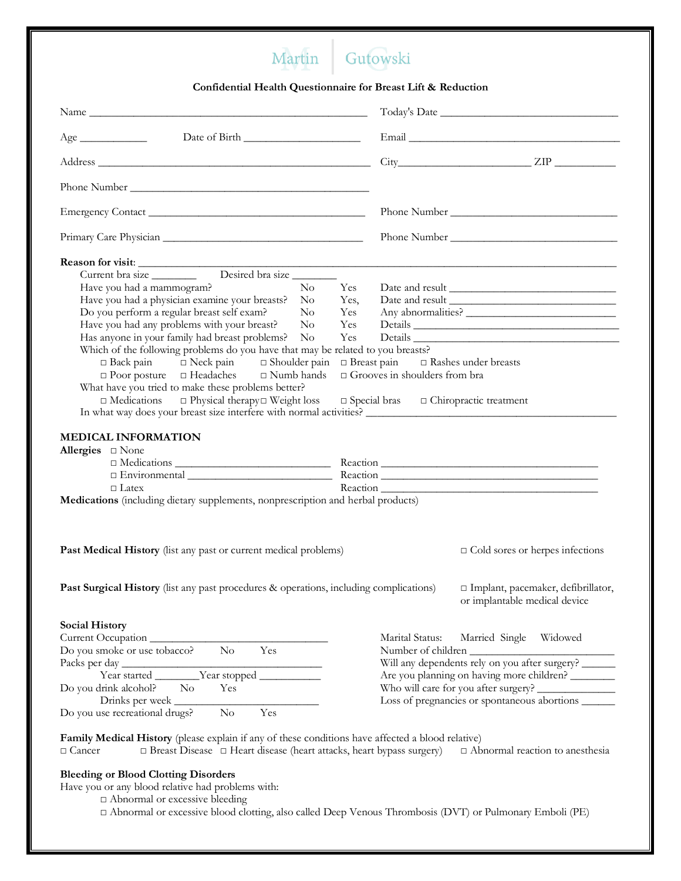Martin | Gutowski

**Confidential Health Questionnaire for Breast Lift & Reduction**

Name ______________________________________________ Today's Date ______________________________

Age ____________ Date of Birth ____________________ Email ____________________________________

Address ______________________________________________ City______________________ ZIP __________

Phone Number __________________________________________

Emergency Contact ______________________________________ Phone Number ____________________________

Primary Care Physician ___________________________________ Phone Number ____________________________

**Reason for visit**: ______________________________________________________________________________

Current bra size ________ Desired bra size ________

Have you had a mammogram? No Yes Date and result ______________________________

Have you had a physician examine your breasts? No Yes, Date and result ______________________________

Do you perform a regular breast self exam? No Yes Any abnormalities? __________________________

Have you had any problems with your breast? No Yes Details ____________________________________

Has anyone in your family had breast problems? No Yes Details ____________________________________

Which of the following problems do you have that may be related to you breasts?

□ Back pain □ Neck pain □ Shoulder pain □ Breast pain □ Rashes under breasts

□ Poor posture □ Headaches □ Numb hands □ Grooves in shoulders from bra

What have you tried to make these problems better?

□ Medications □ Physical therapy □ Weight loss □ Special bras □ Chiropractic treatment

In what way does your breast size interfere with normal activities? ______________________________________

## MEDICAL INFORMATION

**Allergies** □ None

□ Medications ___________________________ Reaction ________________________________________

□ Environmental _________________________ Reaction ________________________________________

□ Latex Reaction ________________________________________

**Medications** (including dietary supplements, nonprescription and herbal products)

**Past Medical History** (list any past or current medical problems) □ Cold sores or herpes infections

**Past Surgical History** (list any past procedures & operations, including complications) □ Implant, pacemaker, defibrillator, or implantable medical device

**Social History**

Current Occupation ________________________________

Do you smoke or use tobacco? No Yes

Packs per day ____________________________________

Year started ________Year stopped ___________

Do you drink alcohol? No Yes

Drinks per week ___________________________

Do you use recreational drugs? No Yes

Marital Status: Married Single Widowed

Number of children ___________________________

Will any dependents rely on you after surgery? ______

Are you planning on having more children? ________

Who will care for you after surgery? _____________

Loss of pregnancies or spontaneous abortions ______

**Family Medical History** (please explain if any of these conditions have affected a blood relative)

□ Cancer □ Breast Disease □ Heart disease (heart attacks, heart bypass surgery) □ Abnormal reaction to anesthesia

**Bleeding or Blood Clotting Disorders**

Have you or any blood relative had problems with:

□ Abnormal or excessive bleeding

□ Abnormal or excessive blood clotting, also called Deep Venous Thrombosis (DVT) or Pulmonary Emboli (PE)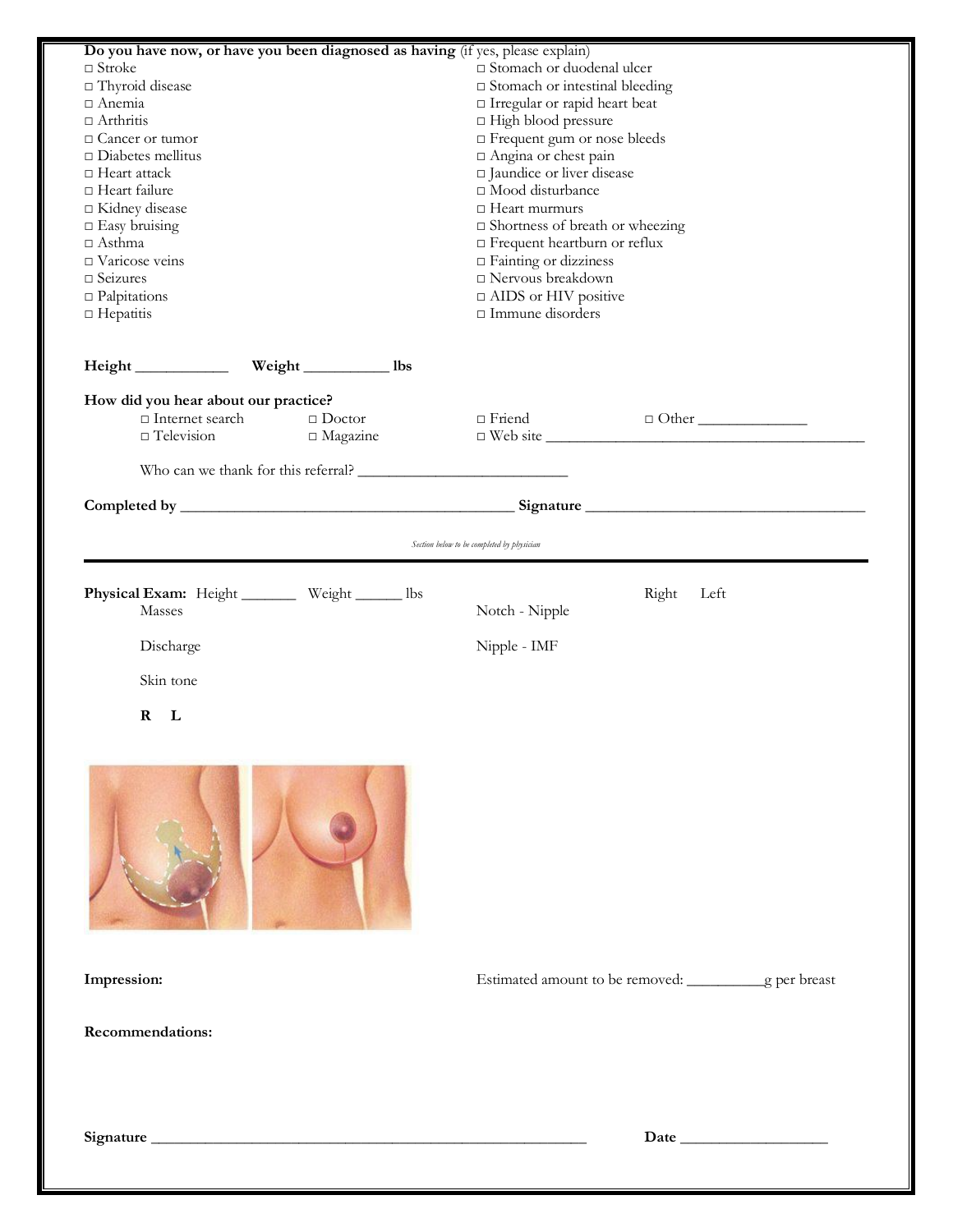**Do you have now, or have you been diagnosed as having** (if yes, please explain)

- □ Stroke
- □ Thyroid disease
- □ Anemia
- □ Arthritis
- □ Cancer or tumor
- □ Diabetes mellitus
- □ Heart attack
- □ Heart failure
- □ Kidney disease
- □ Easy bruising
- □ Asthma
- □ Varicose veins
- □ Seizures
- □ Palpitations
- □ Hepatitis
- □ Stomach or duodenal ulcer
- □ Stomach or intestinal bleeding
- □ Irregular or rapid heart beat
- □ High blood pressure
- □ Frequent gum or nose bleeds
- □ Angina or chest pain
- □ Jaundice or liver disease
- □ Mood disturbance
- □ Heart murmurs
- □ Shortness of breath or wheezing
- □ Frequent heartburn or reflux
- □ Fainting or dizziness
- □ Nervous breakdown
- □ AIDS or HIV positive
- □ Immune disorders

**Height** ____________ **Weight** ___________ **lbs**

**How did you hear about our practice?**

□ Internet search □ Doctor □ Friend □ Other ______________

□ Television □ Magazine □ Web site __________________________________________

Who can we thank for this referral? ___________________________

**Completed by** ____________________________________________ **Signature** ____________________________________

*Section below to be completed by physician*

---

**Physical Exam:** Height _______ Weight ______ lbs

Masses

Discharge

Skin tone

**R L**

| | Right | Left |
|---|---|---|
| Notch - Nipple | | |
| Nipple - IMF | | |

**Impression:**

Estimated amount to be removed: __________g per breast

**Recommendations:**

**Signature** _________________________________________________________ **Date** ___________________